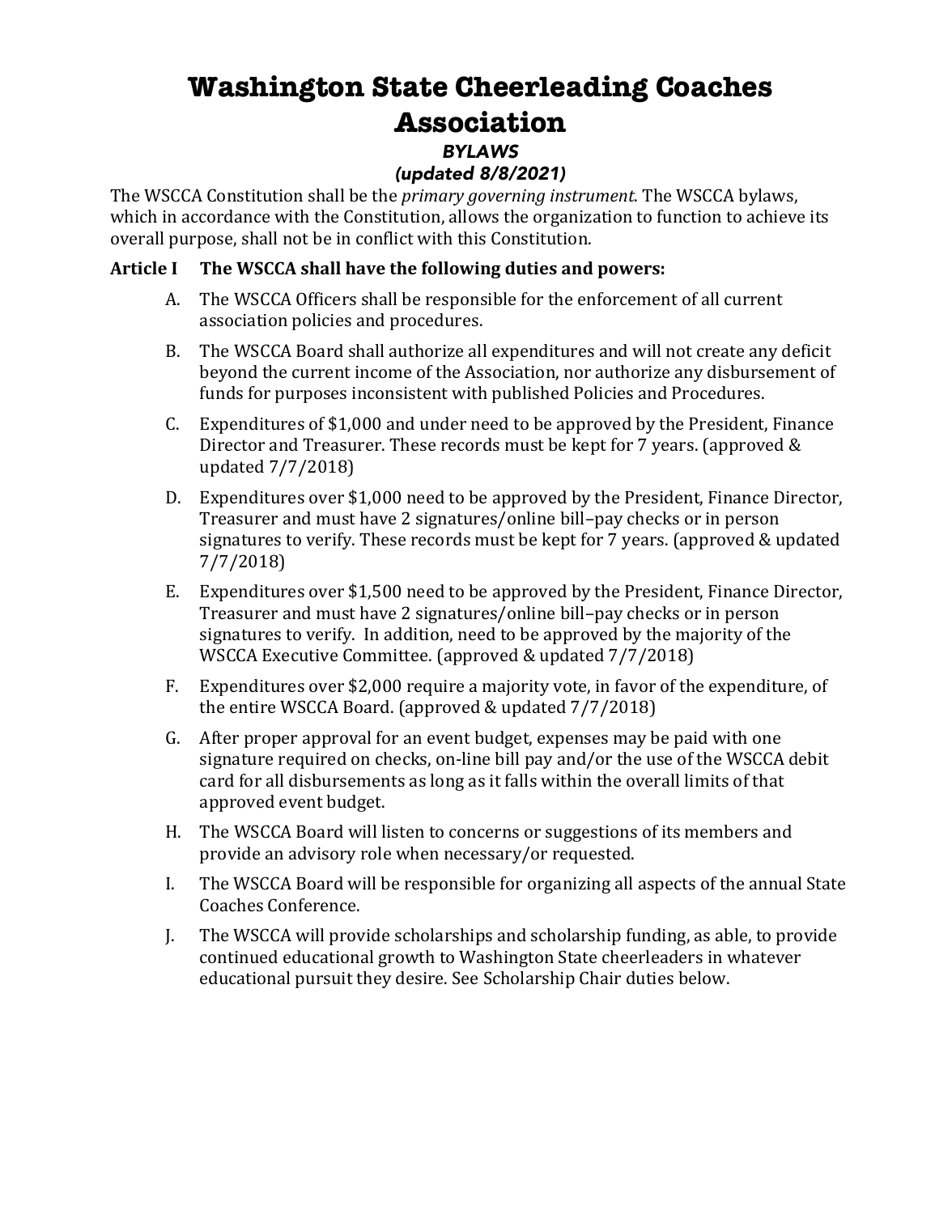# Washington State Cheerleading Coaches Association

***BYLAWS***

***(updated 8/8/2021)***

The WSCCA Constitution shall be the *primary governing instrument*. The WSCCA bylaws, which in accordance with the Constitution, allows the organization to function to achieve its overall purpose, shall not be in conflict with this Constitution.

**Article I The WSCCA shall have the following duties and powers:**

A. The WSCCA Officers shall be responsible for the enforcement of all current association policies and procedures.

B. The WSCCA Board shall authorize all expenditures and will not create any deficit beyond the current income of the Association, nor authorize any disbursement of funds for purposes inconsistent with published Policies and Procedures.

C. Expenditures of $1,000 and under need to be approved by the President, Finance Director and Treasurer. These records must be kept for 7 years. (approved & updated 7/7/2018)

D. Expenditures over $1,000 need to be approved by the President, Finance Director, Treasurer and must have 2 signatures/online bill–pay checks or in person signatures to verify. These records must be kept for 7 years. (approved & updated 7/7/2018)

E. Expenditures over $1,500 need to be approved by the President, Finance Director, Treasurer and must have 2 signatures/online bill–pay checks or in person signatures to verify. In addition, need to be approved by the majority of the WSCCA Executive Committee. (approved & updated 7/7/2018)

F. Expenditures over $2,000 require a majority vote, in favor of the expenditure, of the entire WSCCA Board. (approved & updated 7/7/2018)

G. After proper approval for an event budget, expenses may be paid with one signature required on checks, on-line bill pay and/or the use of the WSCCA debit card for all disbursements as long as it falls within the overall limits of that approved event budget.

H. The WSCCA Board will listen to concerns or suggestions of its members and provide an advisory role when necessary/or requested.

I. The WSCCA Board will be responsible for organizing all aspects of the annual State Coaches Conference.

J. The WSCCA will provide scholarships and scholarship funding, as able, to provide continued educational growth to Washington State cheerleaders in whatever educational pursuit they desire. See Scholarship Chair duties below.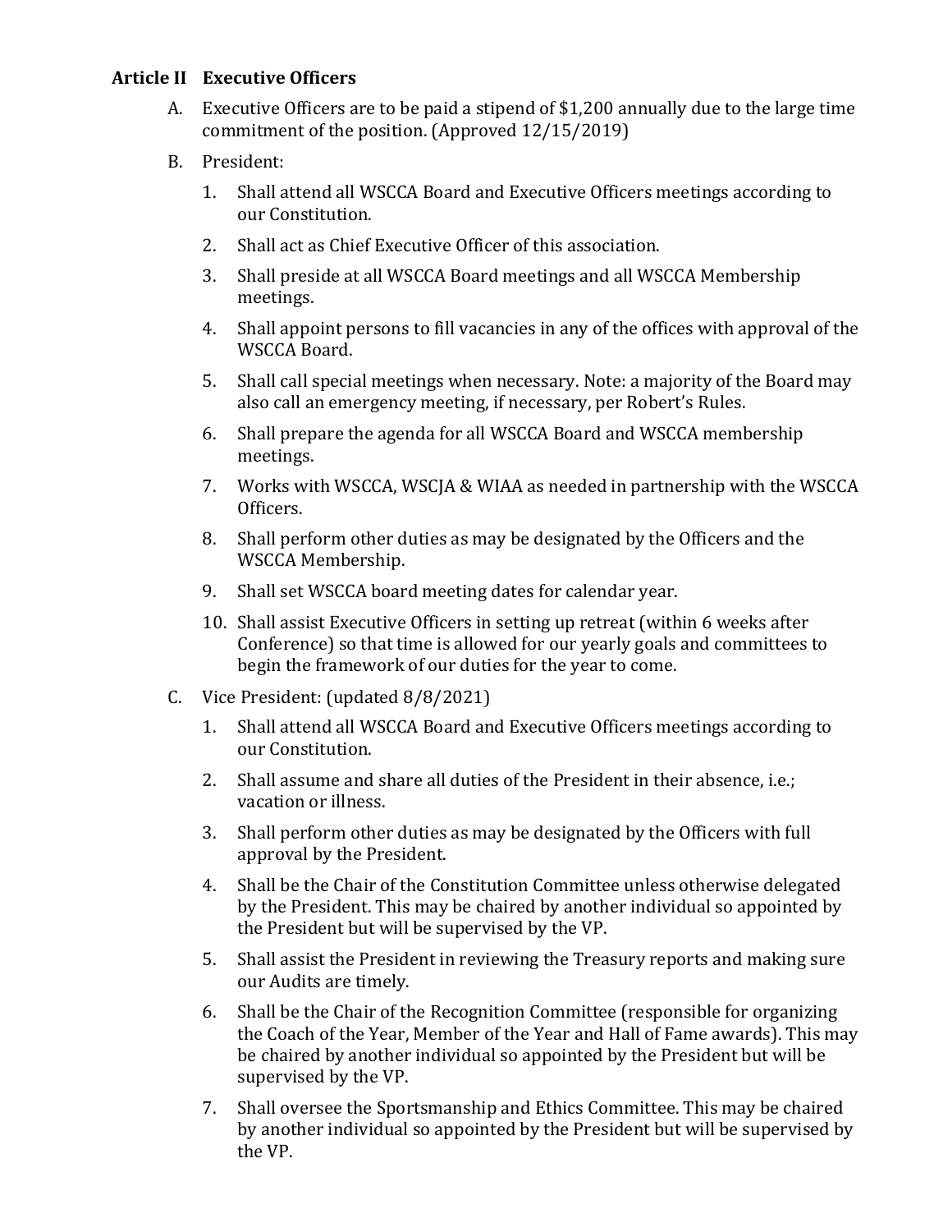**Article II Executive Officers**

A. Executive Officers are to be paid a stipend of $1,200 annually due to the large time commitment of the position. (Approved 12/15/2019)

B. President:

1. Shall attend all WSCCA Board and Executive Officers meetings according to our Constitution.
2. Shall act as Chief Executive Officer of this association.
3. Shall preside at all WSCCA Board meetings and all WSCCA Membership meetings.
4. Shall appoint persons to fill vacancies in any of the offices with approval of the WSCCA Board.
5. Shall call special meetings when necessary. Note: a majority of the Board may also call an emergency meeting, if necessary, per Robert's Rules.
6. Shall prepare the agenda for all WSCCA Board and WSCCA membership meetings.
7. Works with WSCCA, WSCJA & WIAA as needed in partnership with the WSCCA Officers.
8. Shall perform other duties as may be designated by the Officers and the WSCCA Membership.
9. Shall set WSCCA board meeting dates for calendar year.
10. Shall assist Executive Officers in setting up retreat (within 6 weeks after Conference) so that time is allowed for our yearly goals and committees to begin the framework of our duties for the year to come.

C. Vice President: (updated 8/8/2021)

1. Shall attend all WSCCA Board and Executive Officers meetings according to our Constitution.
2. Shall assume and share all duties of the President in their absence, i.e.; vacation or illness.
3. Shall perform other duties as may be designated by the Officers with full approval by the President.
4. Shall be the Chair of the Constitution Committee unless otherwise delegated by the President. This may be chaired by another individual so appointed by the President but will be supervised by the VP.
5. Shall assist the President in reviewing the Treasury reports and making sure our Audits are timely.
6. Shall be the Chair of the Recognition Committee (responsible for organizing the Coach of the Year, Member of the Year and Hall of Fame awards). This may be chaired by another individual so appointed by the President but will be supervised by the VP.
7. Shall oversee the Sportsmanship and Ethics Committee. This may be chaired by another individual so appointed by the President but will be supervised by the VP.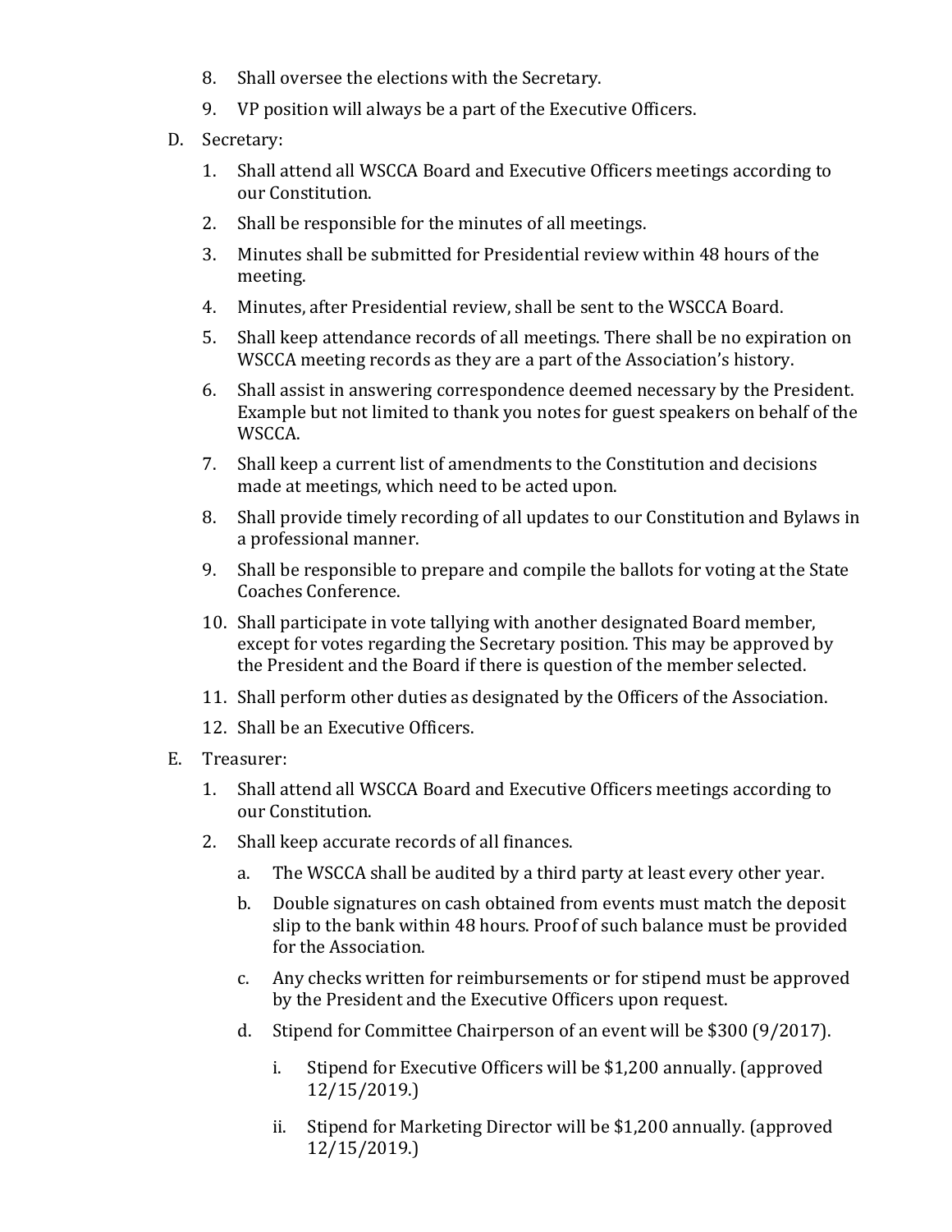8. Shall oversee the elections with the Secretary.
9. VP position will always be a part of the Executive Officers.

D. Secretary:

1. Shall attend all WSCCA Board and Executive Officers meetings according to our Constitution.
2. Shall be responsible for the minutes of all meetings.
3. Minutes shall be submitted for Presidential review within 48 hours of the meeting.
4. Minutes, after Presidential review, shall be sent to the WSCCA Board.
5. Shall keep attendance records of all meetings. There shall be no expiration on WSCCA meeting records as they are a part of the Association's history.
6. Shall assist in answering correspondence deemed necessary by the President. Example but not limited to thank you notes for guest speakers on behalf of the WSCCA.
7. Shall keep a current list of amendments to the Constitution and decisions made at meetings, which need to be acted upon.
8. Shall provide timely recording of all updates to our Constitution and Bylaws in a professional manner.
9. Shall be responsible to prepare and compile the ballots for voting at the State Coaches Conference.
10. Shall participate in vote tallying with another designated Board member, except for votes regarding the Secretary position. This may be approved by the President and the Board if there is question of the member selected.
11. Shall perform other duties as designated by the Officers of the Association.
12. Shall be an Executive Officers.

E. Treasurer:

1. Shall attend all WSCCA Board and Executive Officers meetings according to our Constitution.
2. Shall keep accurate records of all finances.
   a. The WSCCA shall be audited by a third party at least every other year.
   b. Double signatures on cash obtained from events must match the deposit slip to the bank within 48 hours. Proof of such balance must be provided for the Association.
   c. Any checks written for reimbursements or for stipend must be approved by the President and the Executive Officers upon request.
   d. Stipend for Committee Chairperson of an event will be $300 (9/2017).
      i. Stipend for Executive Officers will be $1,200 annually. (approved 12/15/2019.)
      ii. Stipend for Marketing Director will be $1,200 annually. (approved 12/15/2019.)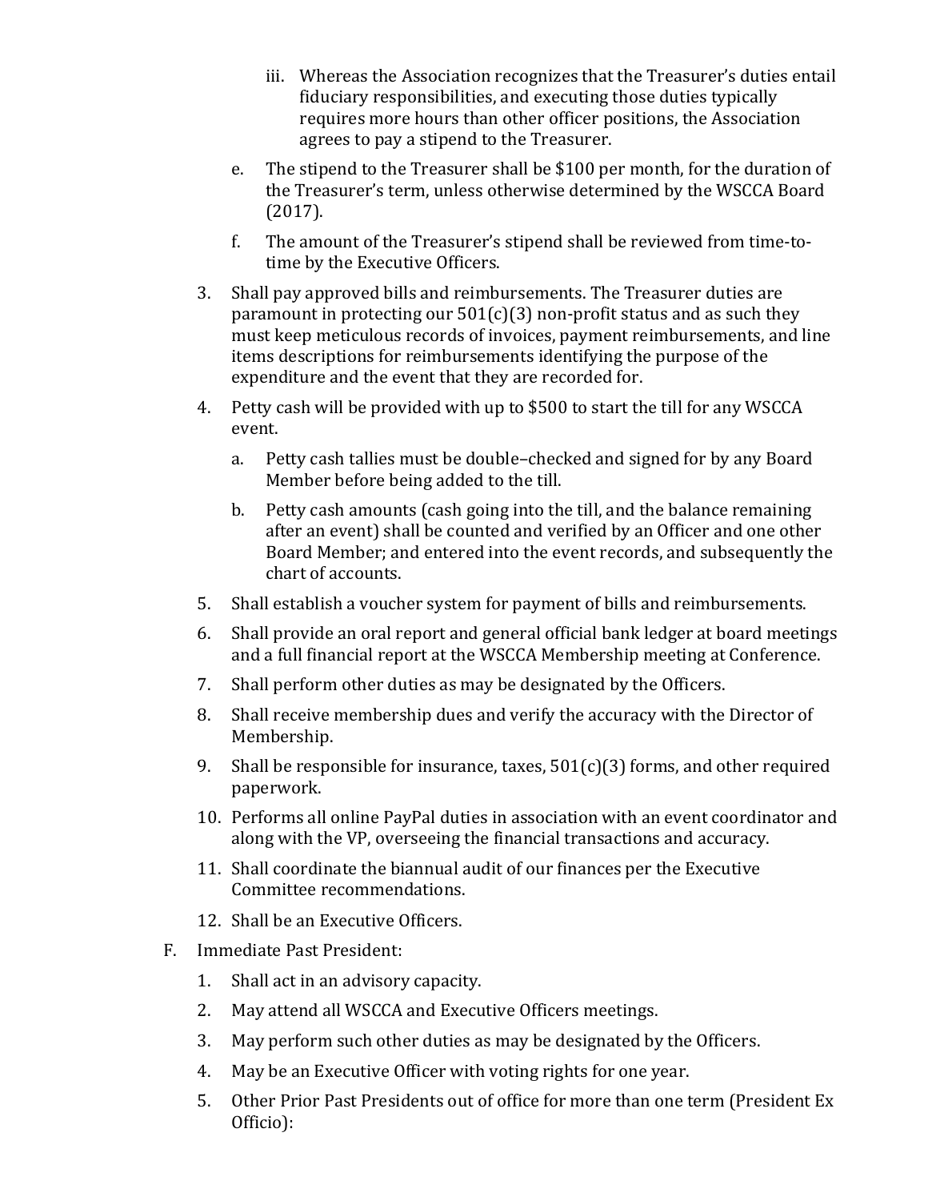iii. Whereas the Association recognizes that the Treasurer's duties entail fiduciary responsibilities, and executing those duties typically requires more hours than other officer positions, the Association agrees to pay a stipend to the Treasurer.

    e. The stipend to the Treasurer shall be $100 per month, for the duration of the Treasurer's term, unless otherwise determined by the WSCCA Board (2017).

    f. The amount of the Treasurer's stipend shall be reviewed from time-to-time by the Executive Officers.

3. Shall pay approved bills and reimbursements. The Treasurer duties are paramount in protecting our 501(c)(3) non-profit status and as such they must keep meticulous records of invoices, payment reimbursements, and line items descriptions for reimbursements identifying the purpose of the expenditure and the event that they are recorded for.

4. Petty cash will be provided with up to $500 to start the till for any WSCCA event.

    a. Petty cash tallies must be double–checked and signed for by any Board Member before being added to the till.

    b. Petty cash amounts (cash going into the till, and the balance remaining after an event) shall be counted and verified by an Officer and one other Board Member; and entered into the event records, and subsequently the chart of accounts.

5. Shall establish a voucher system for payment of bills and reimbursements.

6. Shall provide an oral report and general official bank ledger at board meetings and a full financial report at the WSCCA Membership meeting at Conference.

7. Shall perform other duties as may be designated by the Officers.

8. Shall receive membership dues and verify the accuracy with the Director of Membership.

9. Shall be responsible for insurance, taxes, 501(c)(3) forms, and other required paperwork.

10. Performs all online PayPal duties in association with an event coordinator and along with the VP, overseeing the financial transactions and accuracy.

11. Shall coordinate the biannual audit of our finances per the Executive Committee recommendations.

12. Shall be an Executive Officers.

F. Immediate Past President:

1. Shall act in an advisory capacity.

2. May attend all WSCCA and Executive Officers meetings.

3. May perform such other duties as may be designated by the Officers.

4. May be an Executive Officer with voting rights for one year.

5. Other Prior Past Presidents out of office for more than one term (President Ex Officio):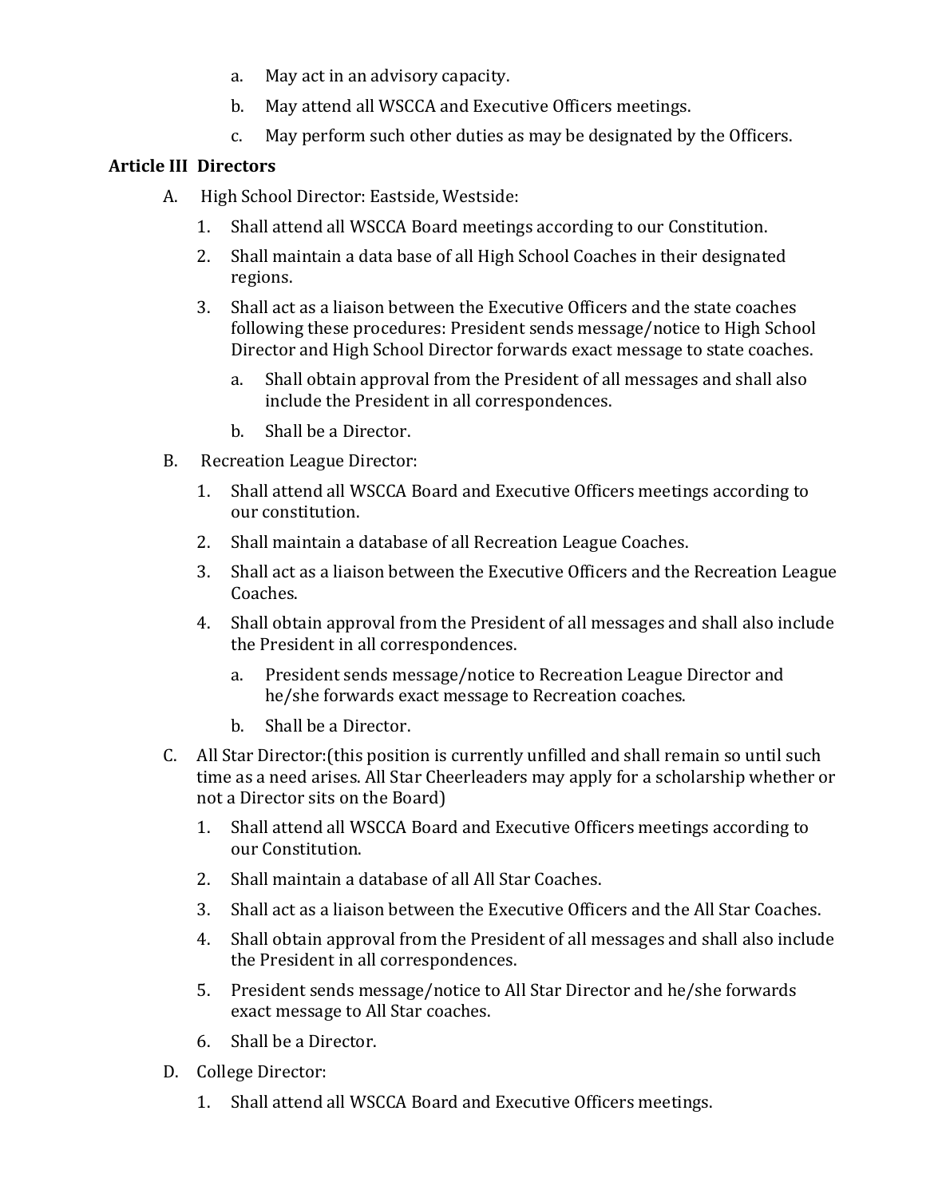a. May act in an advisory capacity.
   b. May attend all WSCCA and Executive Officers meetings.
   c. May perform such other duties as may be designated by the Officers.

**Article III Directors**

A. High School Director: Eastside, Westside:

   1. Shall attend all WSCCA Board meetings according to our Constitution.
   2. Shall maintain a data base of all High School Coaches in their designated regions.
   3. Shall act as a liaison between the Executive Officers and the state coaches following these procedures: President sends message/notice to High School Director and High School Director forwards exact message to state coaches.
      a. Shall obtain approval from the President of all messages and shall also include the President in all correspondences.
      b. Shall be a Director.

B. Recreation League Director:

   1. Shall attend all WSCCA Board and Executive Officers meetings according to our constitution.
   2. Shall maintain a database of all Recreation League Coaches.
   3. Shall act as a liaison between the Executive Officers and the Recreation League Coaches.
   4. Shall obtain approval from the President of all messages and shall also include the President in all correspondences.
      a. President sends message/notice to Recreation League Director and he/she forwards exact message to Recreation coaches.
      b. Shall be a Director.

C. All Star Director:(this position is currently unfilled and shall remain so until such time as a need arises. All Star Cheerleaders may apply for a scholarship whether or not a Director sits on the Board)

   1. Shall attend all WSCCA Board and Executive Officers meetings according to our Constitution.
   2. Shall maintain a database of all All Star Coaches.
   3. Shall act as a liaison between the Executive Officers and the All Star Coaches.
   4. Shall obtain approval from the President of all messages and shall also include the President in all correspondences.
   5. President sends message/notice to All Star Director and he/she forwards exact message to All Star coaches.
   6. Shall be a Director.

D. College Director:

   1. Shall attend all WSCCA Board and Executive Officers meetings.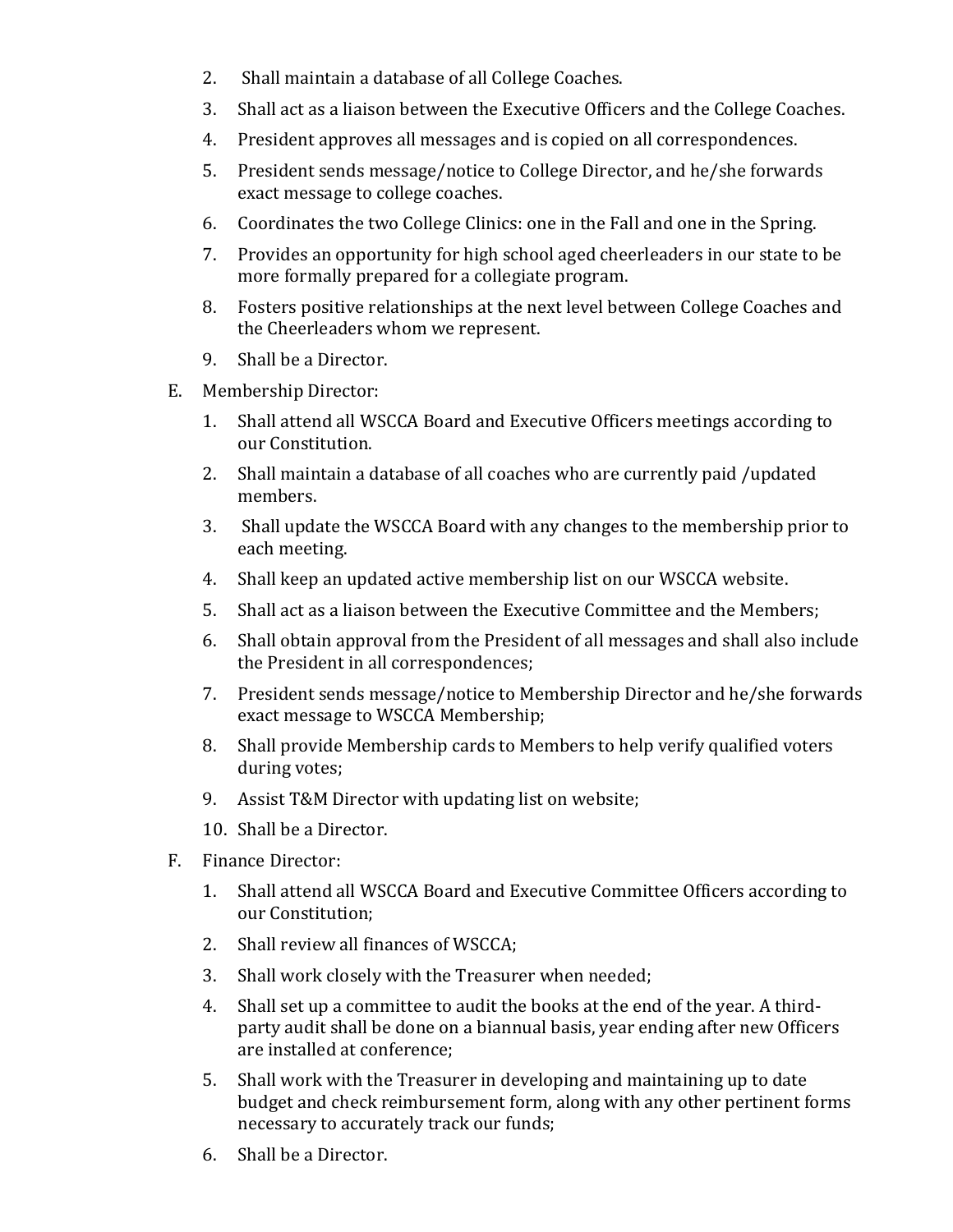2. Shall maintain a database of all College Coaches.
3. Shall act as a liaison between the Executive Officers and the College Coaches.
4. President approves all messages and is copied on all correspondences.
5. President sends message/notice to College Director, and he/she forwards exact message to college coaches.
6. Coordinates the two College Clinics: one in the Fall and one in the Spring.
7. Provides an opportunity for high school aged cheerleaders in our state to be more formally prepared for a collegiate program.
8. Fosters positive relationships at the next level between College Coaches and the Cheerleaders whom we represent.
9. Shall be a Director.

E. Membership Director:

1. Shall attend all WSCCA Board and Executive Officers meetings according to our Constitution.
2. Shall maintain a database of all coaches who are currently paid /updated members.
3. Shall update the WSCCA Board with any changes to the membership prior to each meeting.
4. Shall keep an updated active membership list on our WSCCA website.
5. Shall act as a liaison between the Executive Committee and the Members;
6. Shall obtain approval from the President of all messages and shall also include the President in all correspondences;
7. President sends message/notice to Membership Director and he/she forwards exact message to WSCCA Membership;
8. Shall provide Membership cards to Members to help verify qualified voters during votes;
9. Assist T&M Director with updating list on website;
10. Shall be a Director.

F. Finance Director:

1. Shall attend all WSCCA Board and Executive Committee Officers according to our Constitution;
2. Shall review all finances of WSCCA;
3. Shall work closely with the Treasurer when needed;
4. Shall set up a committee to audit the books at the end of the year. A third-party audit shall be done on a biannual basis, year ending after new Officers are installed at conference;
5. Shall work with the Treasurer in developing and maintaining up to date budget and check reimbursement form, along with any other pertinent forms necessary to accurately track our funds;
6. Shall be a Director.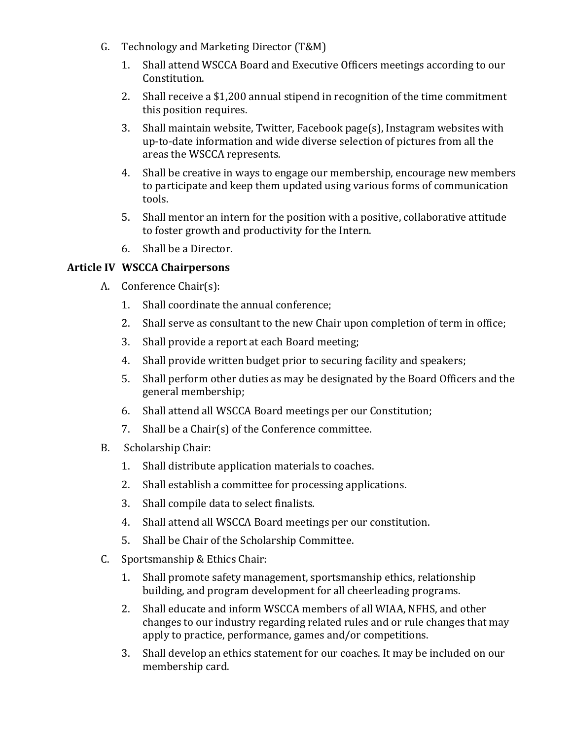G. Technology and Marketing Director (T&M)

1. Shall attend WSCCA Board and Executive Officers meetings according to our Constitution.
2. Shall receive a $1,200 annual stipend in recognition of the time commitment this position requires.
3. Shall maintain website, Twitter, Facebook page(s), Instagram websites with up-to-date information and wide diverse selection of pictures from all the areas the WSCCA represents.
4. Shall be creative in ways to engage our membership, encourage new members to participate and keep them updated using various forms of communication tools.
5. Shall mentor an intern for the position with a positive, collaborative attitude to foster growth and productivity for the Intern.
6. Shall be a Director.

## Article IV WSCCA Chairpersons

A. Conference Chair(s):

1. Shall coordinate the annual conference;
2. Shall serve as consultant to the new Chair upon completion of term in office;
3. Shall provide a report at each Board meeting;
4. Shall provide written budget prior to securing facility and speakers;
5. Shall perform other duties as may be designated by the Board Officers and the general membership;
6. Shall attend all WSCCA Board meetings per our Constitution;
7. Shall be a Chair(s) of the Conference committee.

B. Scholarship Chair:

1. Shall distribute application materials to coaches.
2. Shall establish a committee for processing applications.
3. Shall compile data to select finalists.
4. Shall attend all WSCCA Board meetings per our constitution.
5. Shall be Chair of the Scholarship Committee.

C. Sportsmanship & Ethics Chair:

1. Shall promote safety management, sportsmanship ethics, relationship building, and program development for all cheerleading programs.
2. Shall educate and inform WSCCA members of all WIAA, NFHS, and other changes to our industry regarding related rules and or rule changes that may apply to practice, performance, games and/or competitions.
3. Shall develop an ethics statement for our coaches. It may be included on our membership card.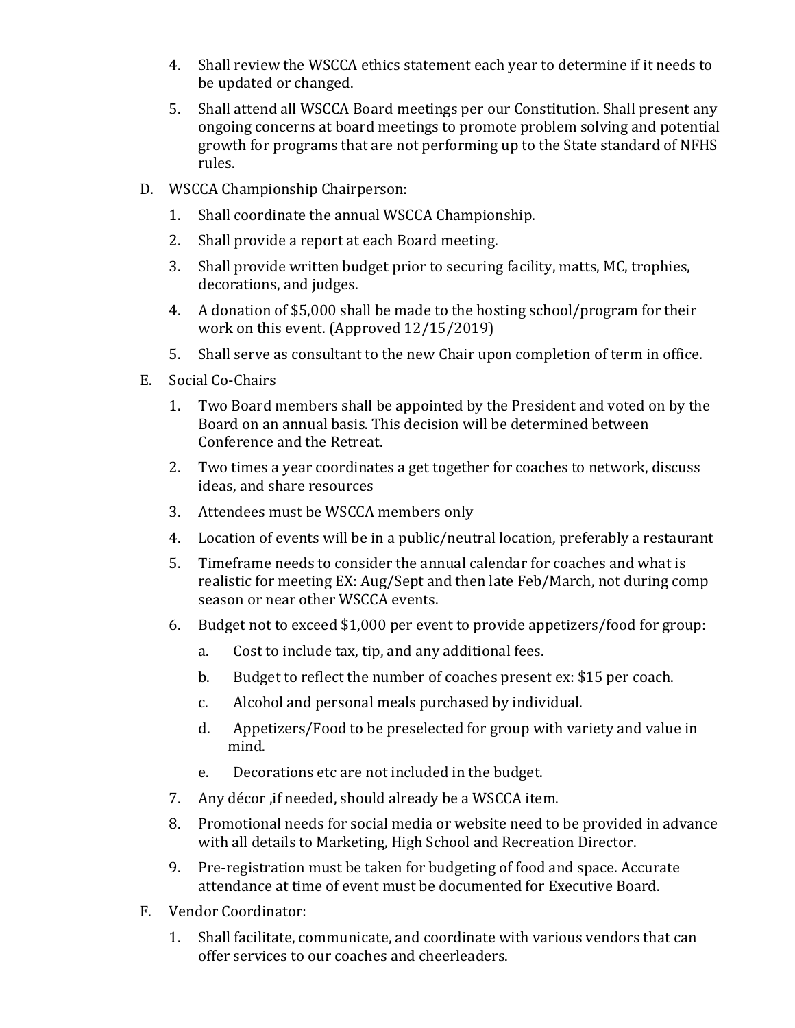4. Shall review the WSCCA ethics statement each year to determine if it needs to be updated or changed.
5. Shall attend all WSCCA Board meetings per our Constitution. Shall present any ongoing concerns at board meetings to promote problem solving and potential growth for programs that are not performing up to the State standard of NFHS rules.

D. WSCCA Championship Chairperson:

1. Shall coordinate the annual WSCCA Championship.
2. Shall provide a report at each Board meeting.
3. Shall provide written budget prior to securing facility, matts, MC, trophies, decorations, and judges.
4. A donation of $5,000 shall be made to the hosting school/program for their work on this event. (Approved 12/15/2019)
5. Shall serve as consultant to the new Chair upon completion of term in office.

E. Social Co-Chairs

1. Two Board members shall be appointed by the President and voted on by the Board on an annual basis. This decision will be determined between Conference and the Retreat.
2. Two times a year coordinates a get together for coaches to network, discuss ideas, and share resources
3. Attendees must be WSCCA members only
4. Location of events will be in a public/neutral location, preferably a restaurant
5. Timeframe needs to consider the annual calendar for coaches and what is realistic for meeting EX: Aug/Sept and then late Feb/March, not during comp season or near other WSCCA events.
6. Budget not to exceed $1,000 per event to provide appetizers/food for group:
   a. Cost to include tax, tip, and any additional fees.
   b. Budget to reflect the number of coaches present ex: $15 per coach.
   c. Alcohol and personal meals purchased by individual.
   d. Appetizers/Food to be preselected for group with variety and value in mind.
   e. Decorations etc are not included in the budget.
7. Any décor ,if needed, should already be a WSCCA item.
8. Promotional needs for social media or website need to be provided in advance with all details to Marketing, High School and Recreation Director.
9. Pre-registration must be taken for budgeting of food and space. Accurate attendance at time of event must be documented for Executive Board.

F. Vendor Coordinator:

1. Shall facilitate, communicate, and coordinate with various vendors that can offer services to our coaches and cheerleaders.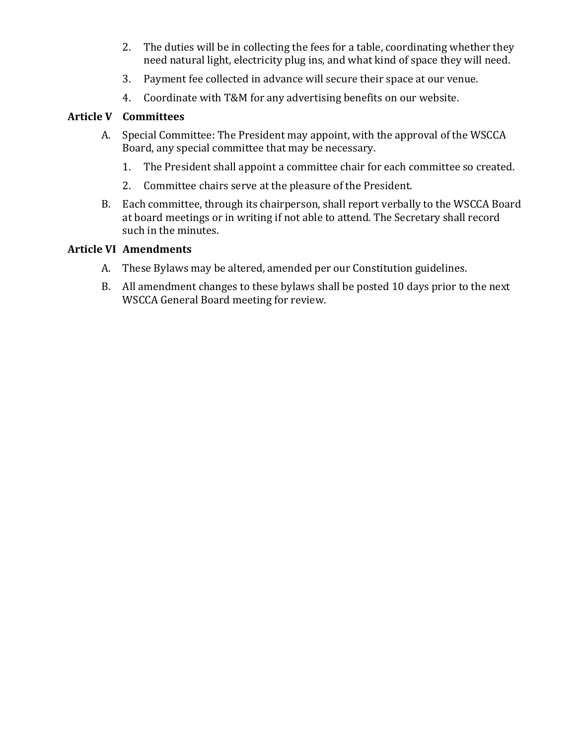2. The duties will be in collecting the fees for a table, coordinating whether they need natural light, electricity plug ins, and what kind of space they will need.
3. Payment fee collected in advance will secure their space at our venue.
4. Coordinate with T&M for any advertising benefits on our website.

## Article V Committees

A. Special Committee: The President may appoint, with the approval of the WSCCA Board, any special committee that may be necessary.
   1. The President shall appoint a committee chair for each committee so created.
   2. Committee chairs serve at the pleasure of the President.

B. Each committee, through its chairperson, shall report verbally to the WSCCA Board at board meetings or in writing if not able to attend. The Secretary shall record such in the minutes.

## Article VI Amendments

A. These Bylaws may be altered, amended per our Constitution guidelines.

B. All amendment changes to these bylaws shall be posted 10 days prior to the next WSCCA General Board meeting for review.